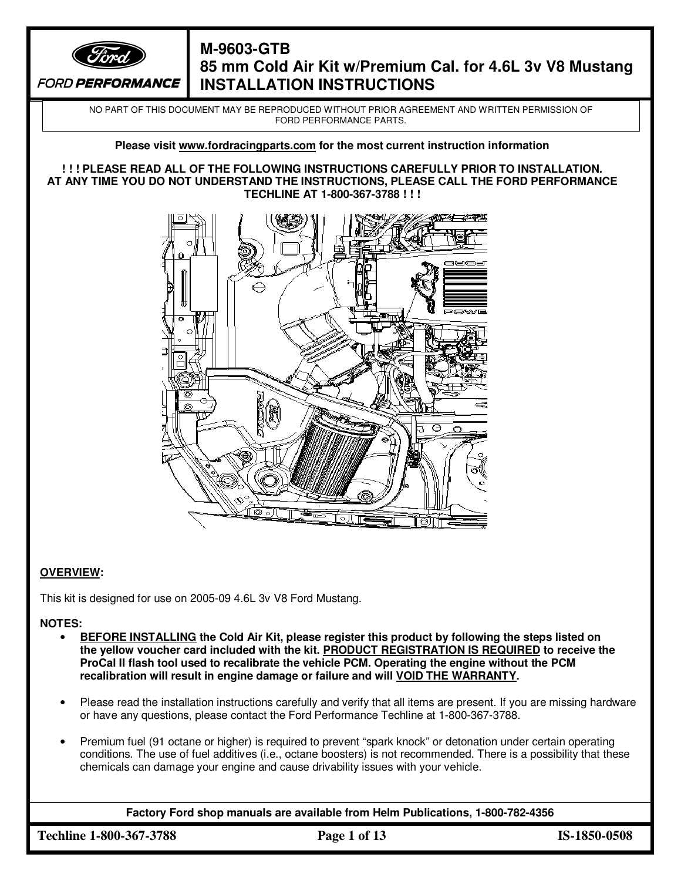# M-9603-GTB
# 85 mm Cold Air Kit w/Premium Cal. for 4.6L 3v V8 Mustang
# INSTALLATION INSTRUCTIONS

FORD PERFORMANCE

NO PART OF THIS DOCUMENT MAY BE REPRODUCED WITHOUT PRIOR AGREEMENT AND WRITTEN PERMISSION OF FORD PERFORMANCE PARTS.

**Please visit www.fordracingparts.com for the most current instruction information**

**! ! ! PLEASE READ ALL OF THE FOLLOWING INSTRUCTIONS CAREFULLY PRIOR TO INSTALLATION. AT ANY TIME YOU DO NOT UNDERSTAND THE INSTRUCTIONS, PLEASE CALL THE FORD PERFORMANCE TECHLINE AT 1-800-367-3788 ! ! !**

## OVERVIEW:

This kit is designed for use on 2005-09 4.6L 3v V8 Ford Mustang.

**NOTES:**

- **BEFORE INSTALLING the Cold Air Kit, please register this product by following the steps listed on the yellow voucher card included with the kit. PRODUCT REGISTRATION IS REQUIRED to receive the ProCal II flash tool used to recalibrate the vehicle PCM. Operating the engine without the PCM recalibration will result in engine damage or failure and will VOID THE WARRANTY.**

- Please read the installation instructions carefully and verify that all items are present. If you are missing hardware or have any questions, please contact the Ford Performance Techline at 1-800-367-3788.

- Premium fuel (91 octane or higher) is required to prevent "spark knock" or detonation under certain operating conditions. The use of fuel additives (i.e., octane boosters) is not recommended. There is a possibility that these chemicals can damage your engine and cause drivability issues with your vehicle.

**Factory Ford shop manuals are available from Helm Publications, 1-800-782-4356**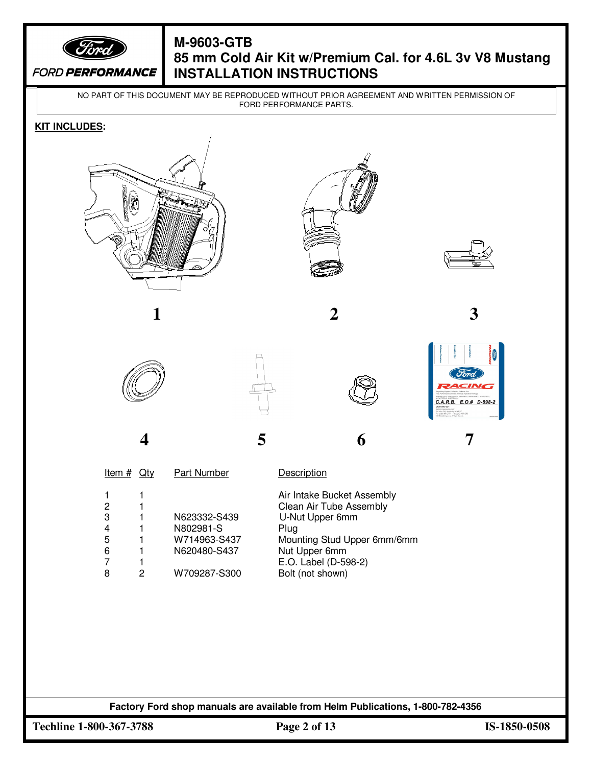# M-9603-GTB
# 85 mm Cold Air Kit w/Premium Cal. for 4.6L 3v V8 Mustang
# INSTALLATION INSTRUCTIONS

NO PART OF THIS DOCUMENT MAY BE REPRODUCED WITHOUT PRIOR AGREEMENT AND WRITTEN PERMISSION OF FORD PERFORMANCE PARTS.

**KIT INCLUDES:**

1 2 3

4 5 6 7

| Item # | Qty | Part Number | Description |
|---|---|---|---|
| 1 | 1 | | Air Intake Bucket Assembly |
| 2 | 1 | | Clean Air Tube Assembly |
| 3 | 1 | N623332-S439 | U-Nut Upper 6mm |
| 4 | 1 | N802981-S | Plug |
| 5 | 1 | W714963-S437 | Mounting Stud Upper 6mm/6mm |
| 6 | 1 | N620480-S437 | Nut Upper 6mm |
| 7 | 1 | | E.O. Label (D-598-2) |
| 8 | 2 | W709287-S300 | Bolt (not shown) |

**Factory Ford shop manuals are available from Helm Publications, 1-800-782-4356**

**Techline 1-800-367-3788** **IS-1850-0508**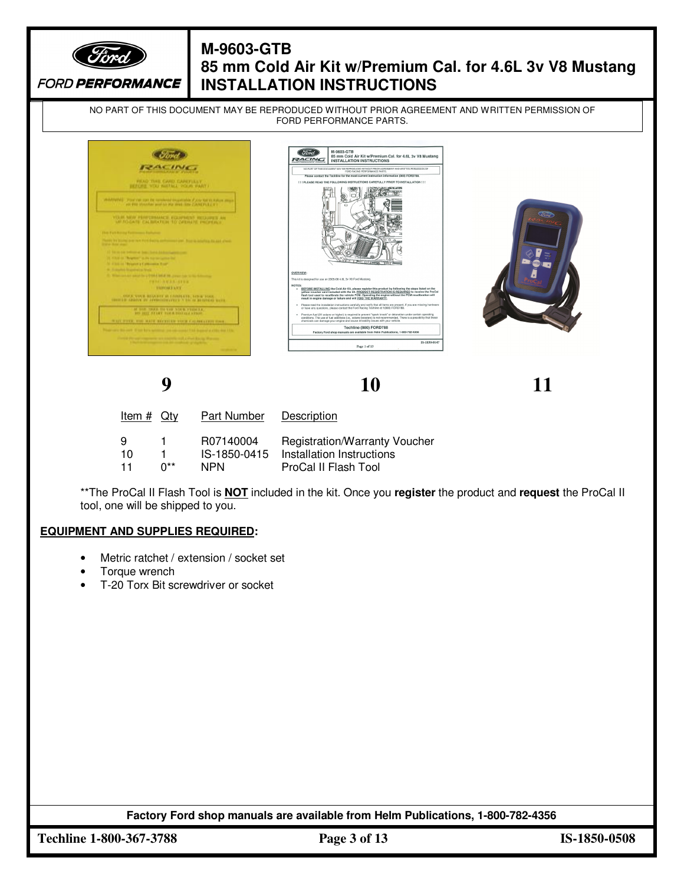NO PART OF THIS DOCUMENT MAY BE REPRODUCED WITHOUT PRIOR AGREEMENT AND WRITTEN PERMISSION OF FORD PERFORMANCE PARTS.

9 | 10 | 11

| Item # | Qty | Part Number | Description |
|---|---|---|---|
| 9 | 1 | R07140004 | Registration/Warranty Voucher |
| 10 | 1 | IS-1850-0415 | Installation Instructions |
| 11 | 0** | NPN | ProCal II Flash Tool |

**The ProCal II Flash Tool is **NOT** included in the kit. Once you **register** the product and **request** the ProCal II tool, one will be shipped to you.

**EQUIPMENT AND SUPPLIES REQUIRED:**

- Metric ratchet / extension / socket set
- Torque wrench
- T-20 Torx Bit screwdriver or socket

**Factory Ford shop manuals are available from Helm Publications, 1-800-782-4356**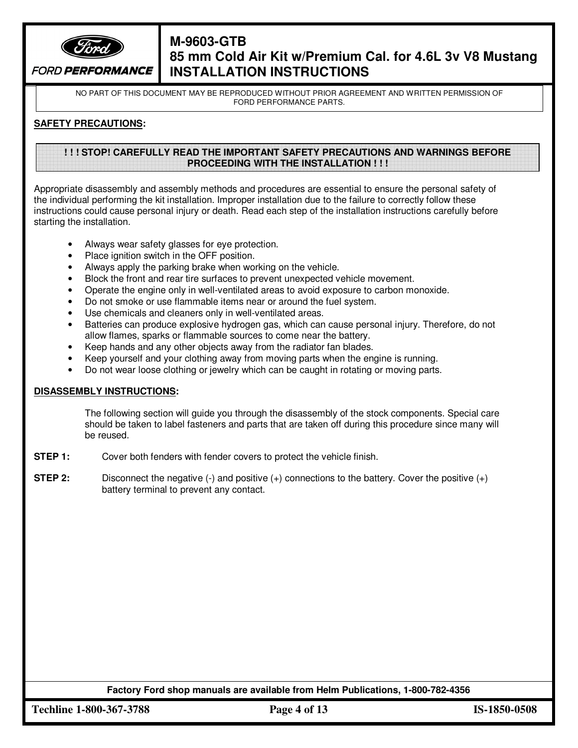**SAFETY PRECAUTIONS:**

**! ! ! STOP! CAREFULLY READ THE IMPORTANT SAFETY PRECAUTIONS AND WARNINGS BEFORE PROCEEDING WITH THE INSTALLATION ! ! !**

Appropriate disassembly and assembly methods and procedures are essential to ensure the personal safety of the individual performing the kit installation. Improper installation due to the failure to correctly follow these instructions could cause personal injury or death. Read each step of the installation instructions carefully before starting the installation.

- Always wear safety glasses for eye protection.
- Place ignition switch in the OFF position.
- Always apply the parking brake when working on the vehicle.
- Block the front and rear tire surfaces to prevent unexpected vehicle movement.
- Operate the engine only in well-ventilated areas to avoid exposure to carbon monoxide.
- Do not smoke or use flammable items near or around the fuel system.
- Use chemicals and cleaners only in well-ventilated areas.
- Batteries can produce explosive hydrogen gas, which can cause personal injury. Therefore, do not allow flames, sparks or flammable sources to come near the battery.
- Keep hands and any other objects away from the radiator fan blades.
- Keep yourself and your clothing away from moving parts when the engine is running.
- Do not wear loose clothing or jewelry which can be caught in rotating or moving parts.

**DISASSEMBLY INSTRUCTIONS:**

The following section will guide you through the disassembly of the stock components. Special care should be taken to label fasteners and parts that are taken off during this procedure since many will be reused.

**STEP 1:** Cover both fenders with fender covers to protect the vehicle finish.

**STEP 2:** Disconnect the negative (-) and positive (+) connections to the battery. Cover the positive (+) battery terminal to prevent any contact.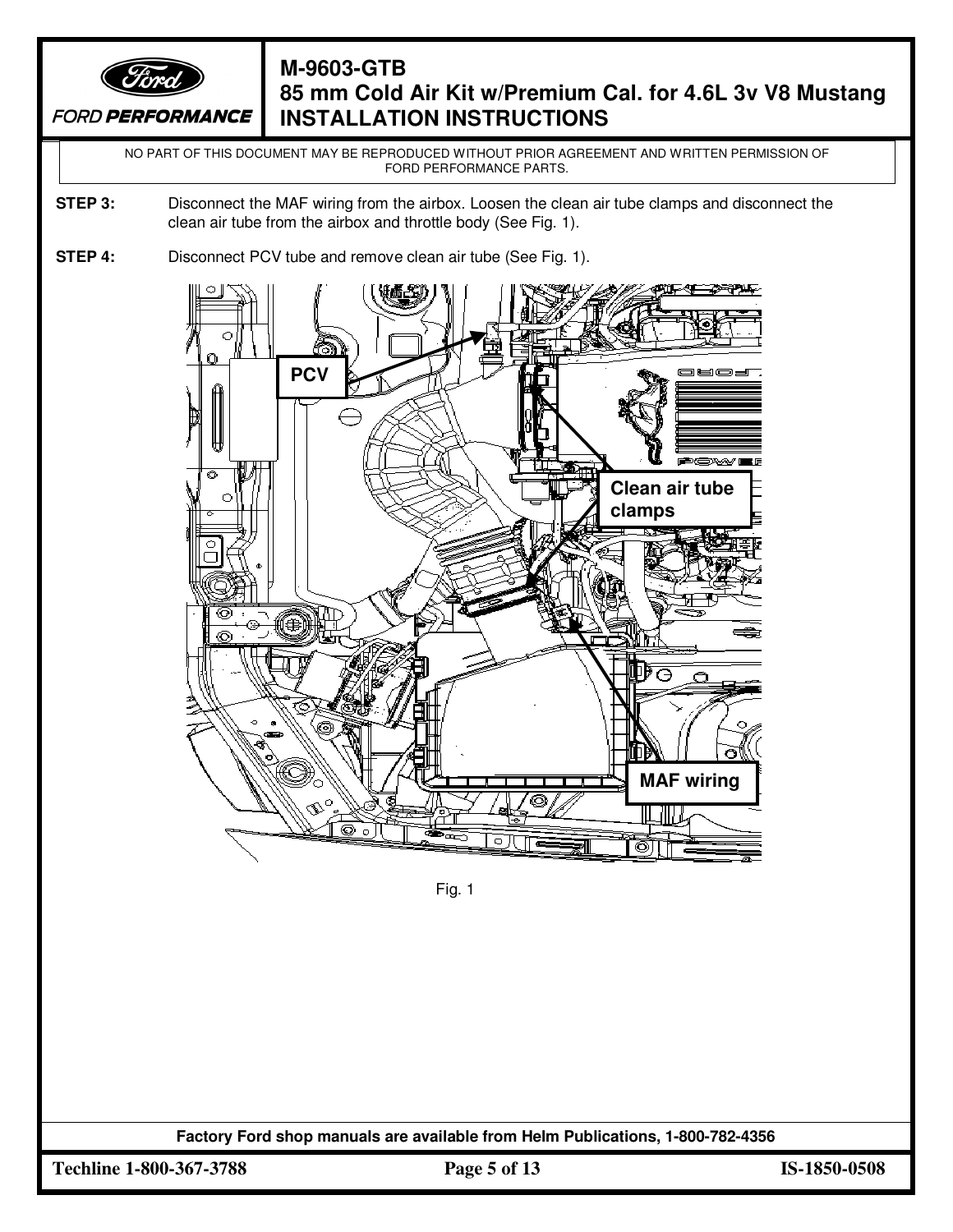**STEP 3:** Disconnect the MAF wiring from the airbox. Loosen the clean air tube clamps and disconnect the clean air tube from the airbox and throttle body (See Fig. 1).

**STEP 4:** Disconnect PCV tube and remove clean air tube (See Fig. 1).

PCV

Clean air tube clamps

MAF wiring

Fig. 1

Factory Ford shop manuals are available from Helm Publications, 1-800-782-4356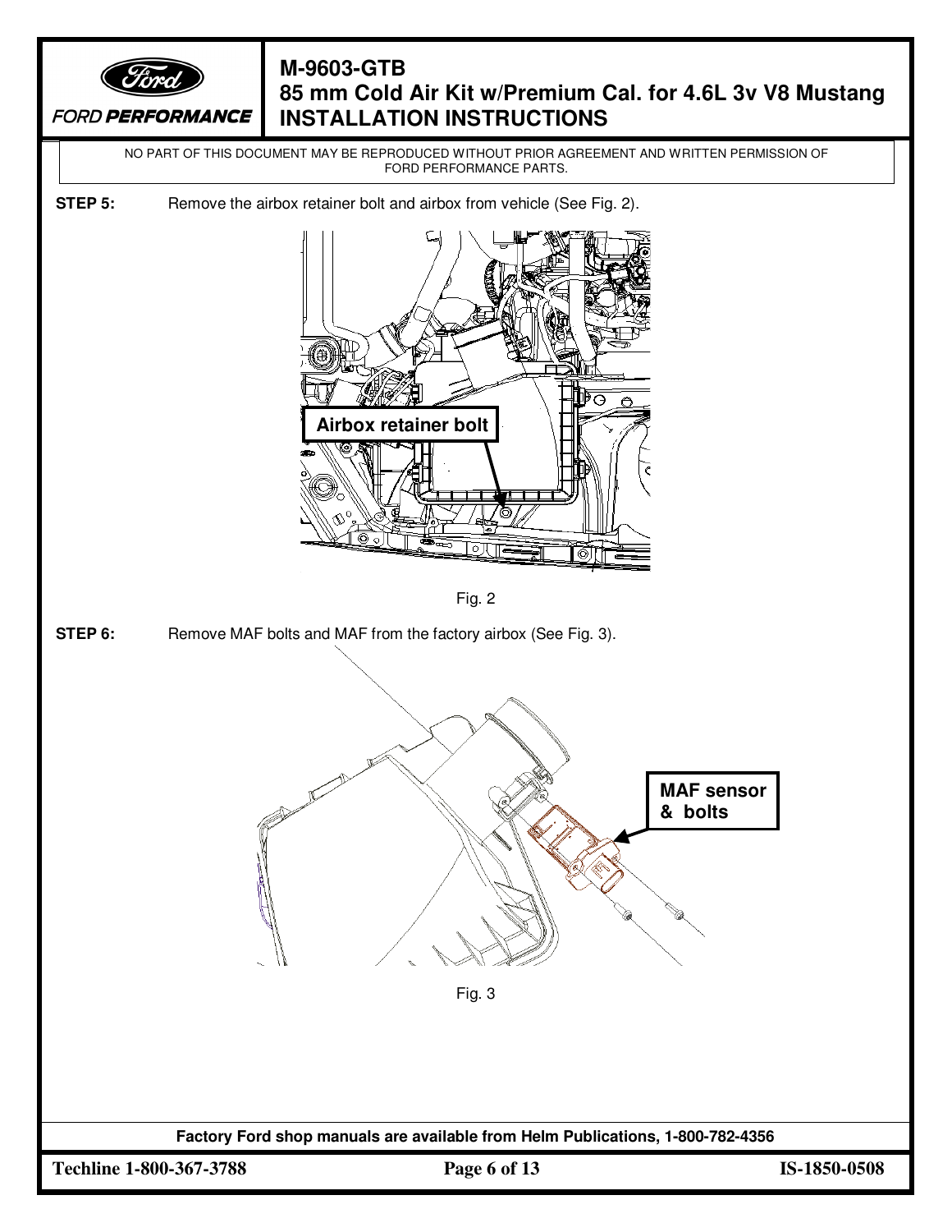NO PART OF THIS DOCUMENT MAY BE REPRODUCED WITHOUT PRIOR AGREEMENT AND WRITTEN PERMISSION OF FORD PERFORMANCE PARTS.

**STEP 5:** Remove the airbox retainer bolt and airbox from vehicle (See Fig. 2).

Airbox retainer bolt

Fig. 2

**STEP 6:** Remove MAF bolts and MAF from the factory airbox (See Fig. 3).

MAF sensor & bolts

Fig. 3

**Factory Ford shop manuals are available from Helm Publications, 1-800-782-4356**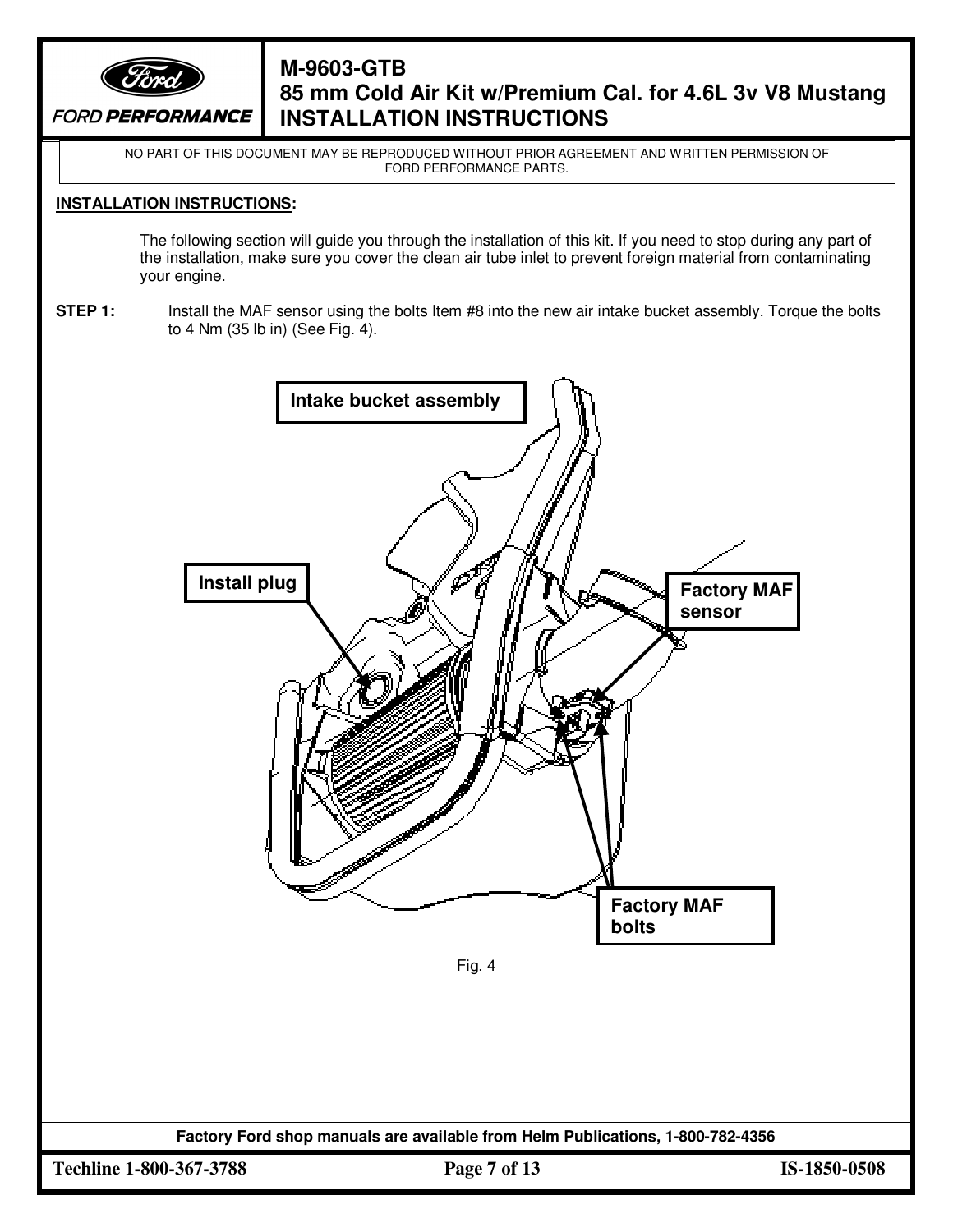NO PART OF THIS DOCUMENT MAY BE REPRODUCED WITHOUT PRIOR AGREEMENT AND WRITTEN PERMISSION OF FORD PERFORMANCE PARTS.

**INSTALLATION INSTRUCTIONS:**

The following section will guide you through the installation of this kit. If you need to stop during any part of the installation, make sure you cover the clean air tube inlet to prevent foreign material from contaminating your engine.

**STEP 1:** Install the MAF sensor using the bolts Item #8 into the new air intake bucket assembly. Torque the bolts to 4 Nm (35 lb in) (See Fig. 4).

Intake bucket assembly

Install plug

Factory MAF sensor

Factory MAF bolts

Fig. 4

Factory Ford shop manuals are available from Helm Publications, 1-800-782-4356

Techline 1-800-367-3788

IS-1850-0508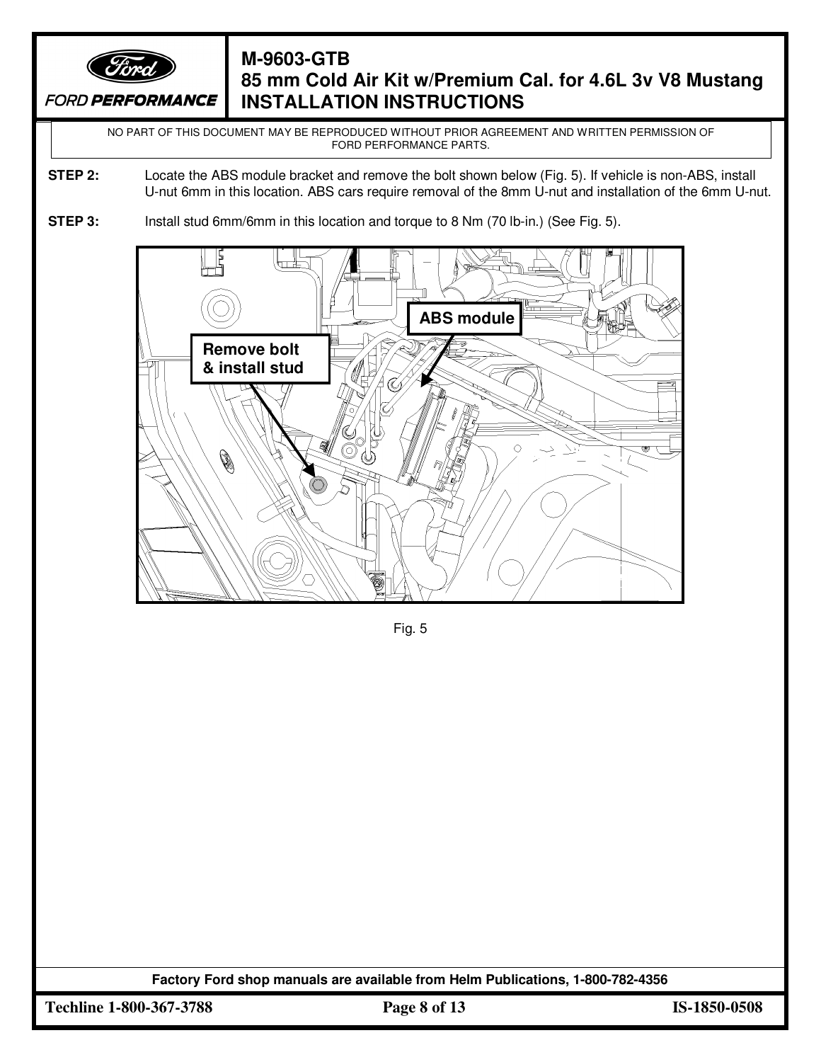NO PART OF THIS DOCUMENT MAY BE REPRODUCED WITHOUT PRIOR AGREEMENT AND WRITTEN PERMISSION OF FORD PERFORMANCE PARTS.

**STEP 2:** Locate the ABS module bracket and remove the bolt shown below (Fig. 5). If vehicle is non-ABS, install U-nut 6mm in this location. ABS cars require removal of the 8mm U-nut and installation of the 6mm U-nut.

**STEP 3:** Install stud 6mm/6mm in this location and torque to 8 Nm (70 lb-in.) (See Fig. 5).

Fig. 5

**Factory Ford shop manuals are available from Helm Publications, 1-800-782-4356**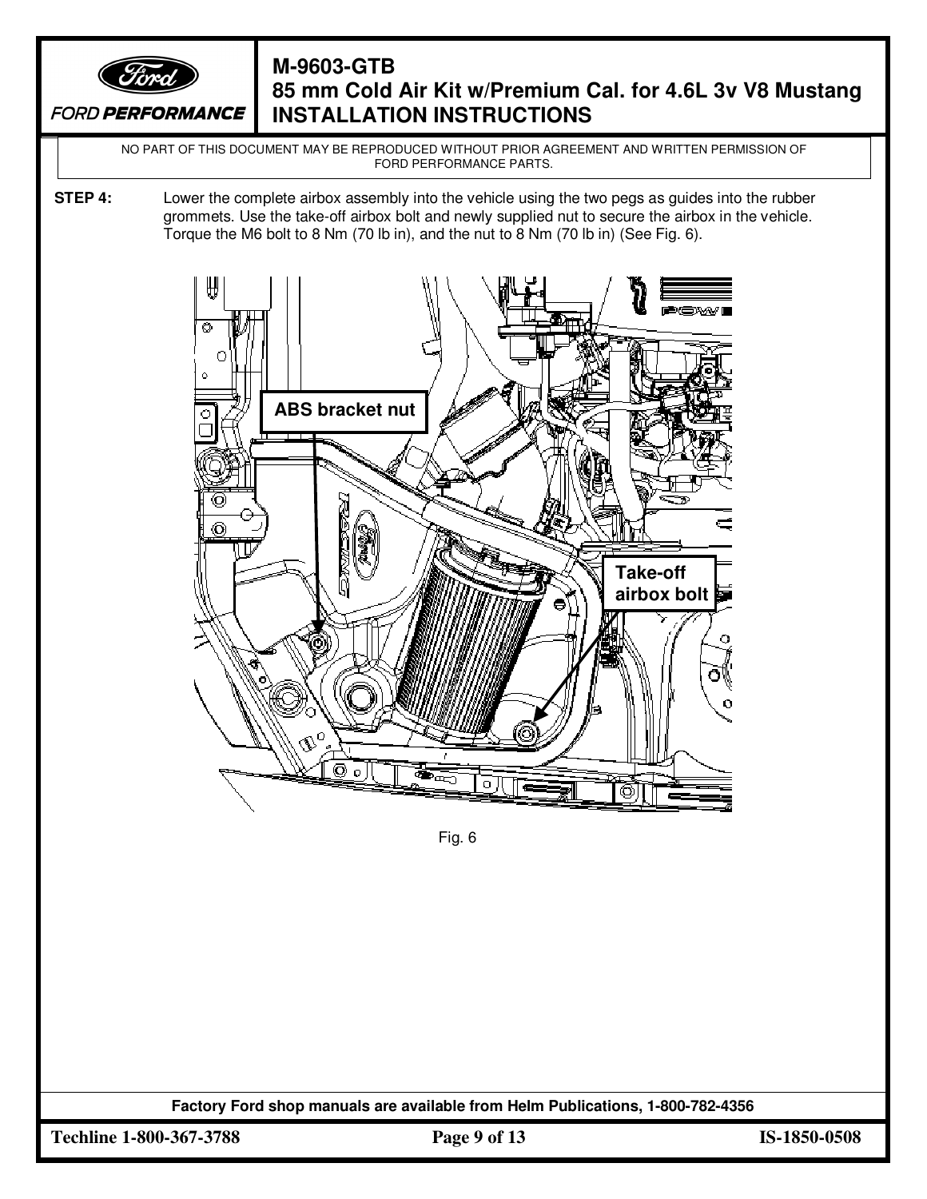**STEP 4:** Lower the complete airbox assembly into the vehicle using the two pegs as guides into the rubber grommets. Use the take-off airbox bolt and newly supplied nut to secure the airbox in the vehicle. Torque the M6 bolt to 8 Nm (70 lb in), and the nut to 8 Nm (70 lb in) (See Fig. 6).

ABS bracket nut

Take-off airbox bolt

Fig. 6

Factory Ford shop manuals are available from Helm Publications, 1-800-782-4356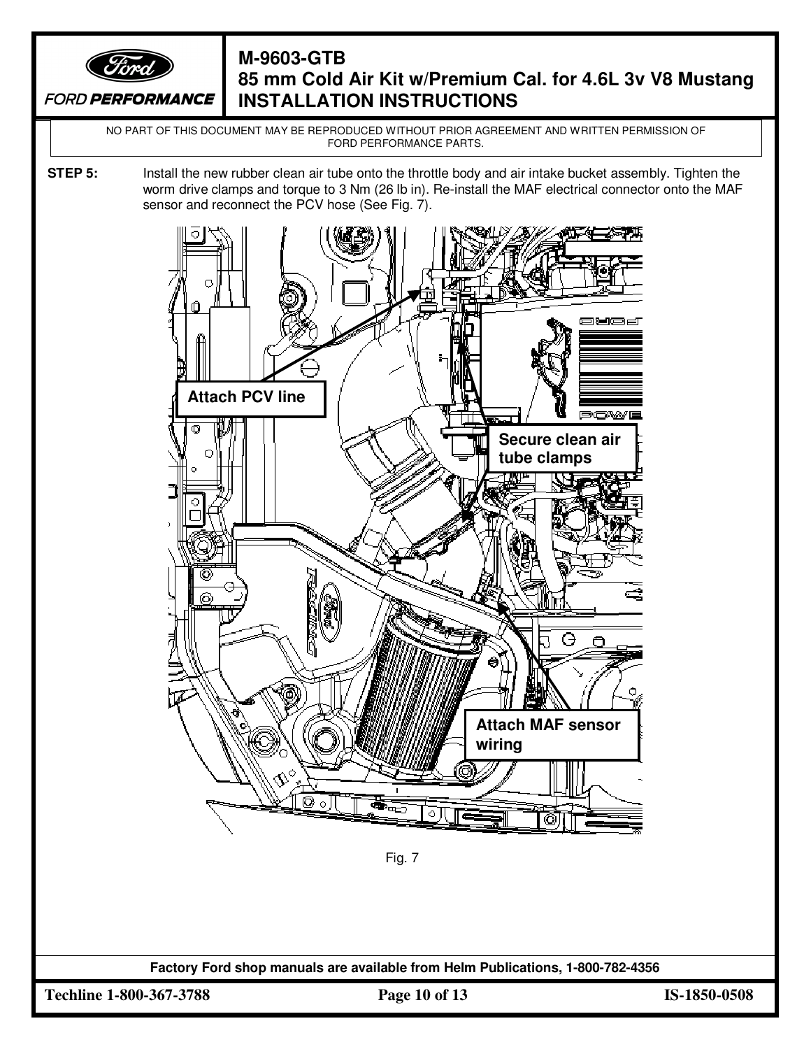**STEP 5:** Install the new rubber clean air tube onto the throttle body and air intake bucket assembly. Tighten the worm drive clamps and torque to 3 Nm (26 lb in). Re-install the MAF electrical connector onto the MAF sensor and reconnect the PCV hose (See Fig. 7).

Attach PCV line

Secure clean air tube clamps

Attach MAF sensor wiring

Fig. 7

Factory Ford shop manuals are available from Helm Publications, 1-800-782-4356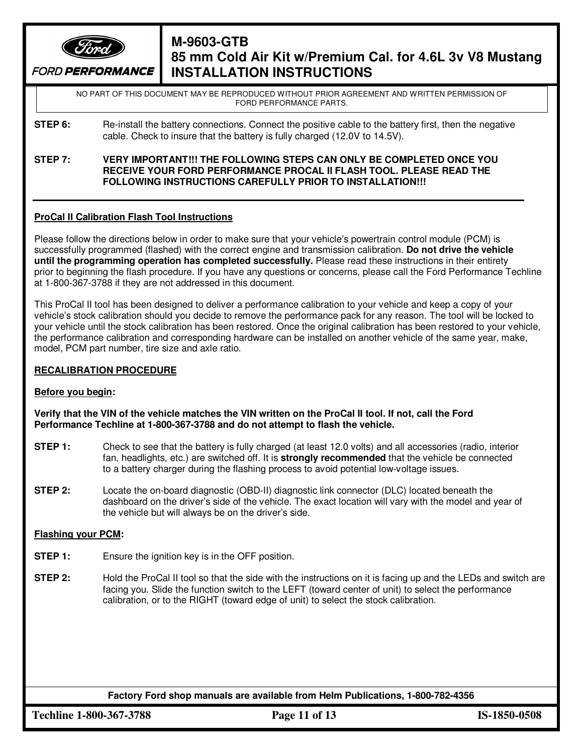NO PART OF THIS DOCUMENT MAY BE REPRODUCED WITHOUT PRIOR AGREEMENT AND WRITTEN PERMISSION OF FORD PERFORMANCE PARTS.

**STEP 6:** Re-install the battery connections. Connect the positive cable to the battery first, then the negative cable. Check to insure that the battery is fully charged (12.0V to 14.5V).

**STEP 7:** **VERY IMPORTANT!!! THE FOLLOWING STEPS CAN ONLY BE COMPLETED ONCE YOU RECEIVE YOUR FORD PERFORMANCE PROCAL II FLASH TOOL. PLEASE READ THE FOLLOWING INSTRUCTIONS CAREFULLY PRIOR TO INSTALLATION!!!**

---

**ProCal II Calibration Flash Tool Instructions**

Please follow the directions below in order to make sure that your vehicle's powertrain control module (PCM) is successfully programmed (flashed) with the correct engine and transmission calibration. **Do not drive the vehicle until the programming operation has completed successfully.** Please read these instructions in their entirety prior to beginning the flash procedure. If you have any questions or concerns, please call the Ford Performance Techline at 1-800-367-3788 if they are not addressed in this document.

This ProCal II tool has been designed to deliver a performance calibration to your vehicle and keep a copy of your vehicle's stock calibration should you decide to remove the performance pack for any reason. The tool will be locked to your vehicle until the stock calibration has been restored. Once the original calibration has been restored to your vehicle, the performance calibration and corresponding hardware can be installed on another vehicle of the same year, make, model, PCM part number, tire size and axle ratio.

**RECALIBRATION PROCEDURE**

**Before you begin:**

**Verify that the VIN of the vehicle matches the VIN written on the ProCal II tool. If not, call the Ford Performance Techline at 1-800-367-3788 and do not attempt to flash the vehicle.**

**STEP 1:** Check to see that the battery is fully charged (at least 12.0 volts) and all accessories (radio, interior fan, headlights, etc.) are switched off. It is **strongly recommended** that the vehicle be connected to a battery charger during the flashing process to avoid potential low-voltage issues.

**STEP 2:** Locate the on-board diagnostic (OBD-II) diagnostic link connector (DLC) located beneath the dashboard on the driver's side of the vehicle. The exact location will vary with the model and year of the vehicle but will always be on the driver's side.

**Flashing your PCM:**

**STEP 1:** Ensure the ignition key is in the OFF position.

**STEP 2:** Hold the ProCal II tool so that the side with the instructions on it is facing up and the LEDs and switch are facing you. Slide the function switch to the LEFT (toward center of unit) to select the performance calibration, or to the RIGHT (toward edge of unit) to select the stock calibration.

**Factory Ford shop manuals are available from Helm Publications, 1-800-782-4356**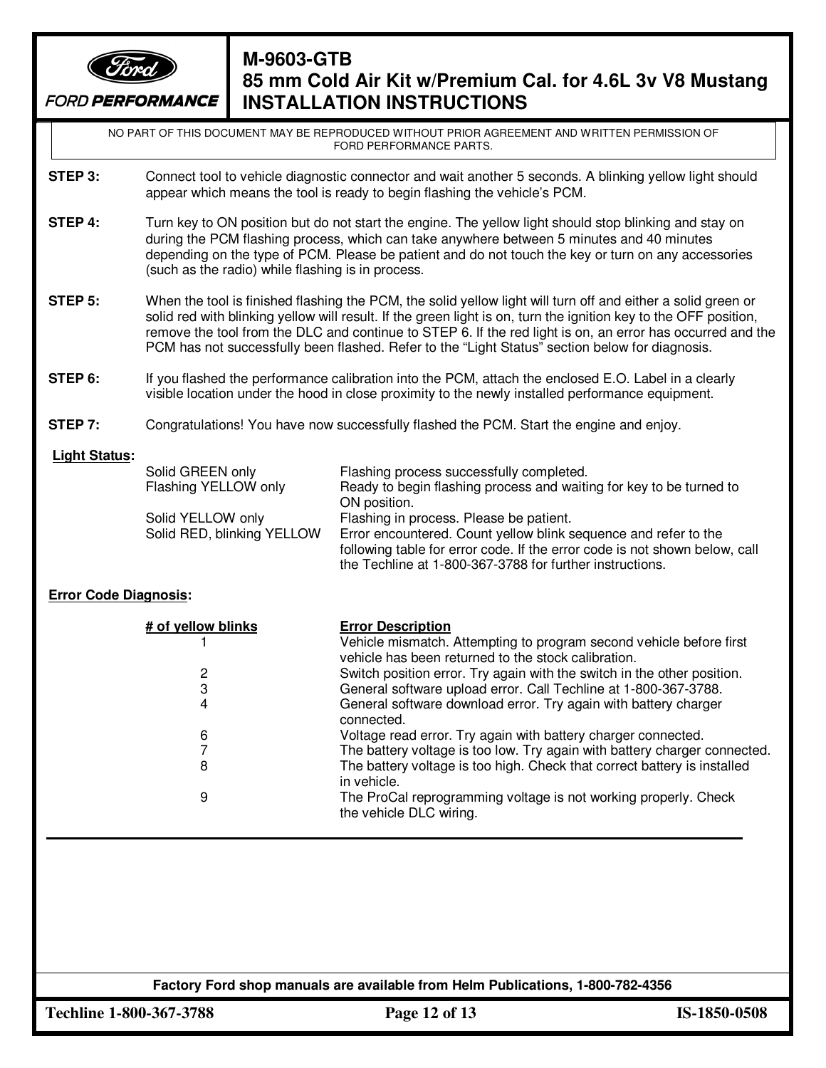NO PART OF THIS DOCUMENT MAY BE REPRODUCED WITHOUT PRIOR AGREEMENT AND WRITTEN PERMISSION OF FORD PERFORMANCE PARTS.

**STEP 3:** Connect tool to vehicle diagnostic connector and wait another 5 seconds. A blinking yellow light should appear which means the tool is ready to begin flashing the vehicle's PCM.

**STEP 4:** Turn key to ON position but do not start the engine. The yellow light should stop blinking and stay on during the PCM flashing process, which can take anywhere between 5 minutes and 40 minutes depending on the type of PCM. Please be patient and do not touch the key or turn on any accessories (such as the radio) while flashing is in process.

**STEP 5:** When the tool is finished flashing the PCM, the solid yellow light will turn off and either a solid green or solid red with blinking yellow will result. If the green light is on, turn the ignition key to the OFF position, remove the tool from the DLC and continue to STEP 6. If the red light is on, an error has occurred and the PCM has not successfully been flashed. Refer to the "Light Status" section below for diagnosis.

**STEP 6:** If you flashed the performance calibration into the PCM, attach the enclosed E.O. Label in a clearly visible location under the hood in close proximity to the newly installed performance equipment.

**STEP 7:** Congratulations! You have now successfully flashed the PCM. Start the engine and enjoy.

**Light Status:**

| | |
|---|---|
| Solid GREEN only | Flashing process successfully completed. |
| Flashing YELLOW only | Ready to begin flashing process and waiting for key to be turned to ON position. |
| Solid YELLOW only | Flashing in process. Please be patient. |
| Solid RED, blinking YELLOW | Error encountered. Count yellow blink sequence and refer to the following table for error code. If the error code is not shown below, call the Techline at 1-800-367-3788 for further instructions. |

**Error Code Diagnosis:**

| # of yellow blinks | Error Description |
|---|---|
| 1 | Vehicle mismatch. Attempting to program second vehicle before first vehicle has been returned to the stock calibration. |
| 2 | Switch position error. Try again with the switch in the other position. |
| 3 | General software upload error. Call Techline at 1-800-367-3788. |
| 4 | General software download error. Try again with battery charger connected. |
| 6 | Voltage read error. Try again with battery charger connected. |
| 7 | The battery voltage is too low. Try again with battery charger connected. |
| 8 | The battery voltage is too high. Check that correct battery is installed in vehicle. |
| 9 | The ProCal reprogramming voltage is not working properly. Check the vehicle DLC wiring. |

Factory Ford shop manuals are available from Helm Publications, 1-800-782-4356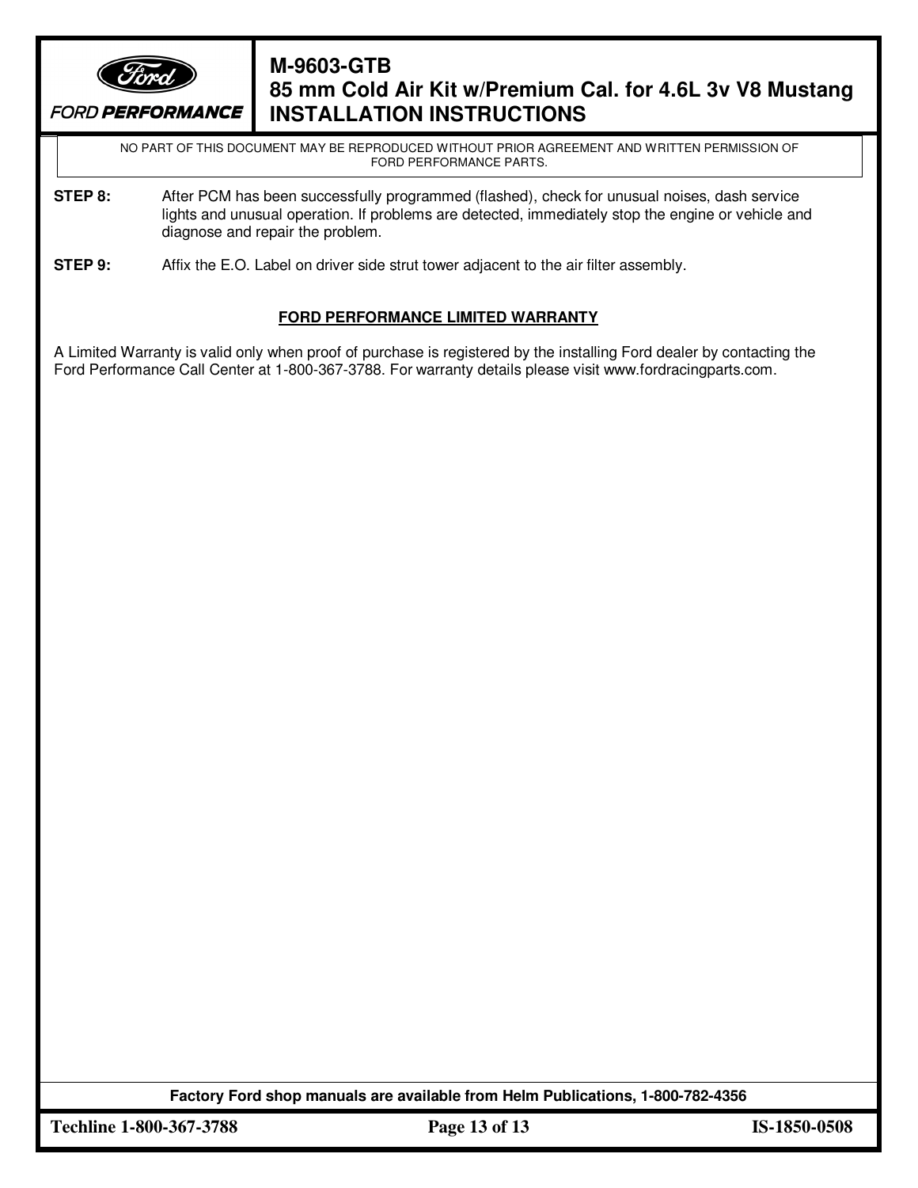**STEP 8:** After PCM has been successfully programmed (flashed), check for unusual noises, dash service lights and unusual operation. If problems are detected, immediately stop the engine or vehicle and diagnose and repair the problem.

**STEP 9:** Affix the E.O. Label on driver side strut tower adjacent to the air filter assembly.

## FORD PERFORMANCE LIMITED WARRANTY

A Limited Warranty is valid only when proof of purchase is registered by the installing Ford dealer by contacting the Ford Performance Call Center at 1-800-367-3788. For warranty details please visit www.fordracingparts.com.